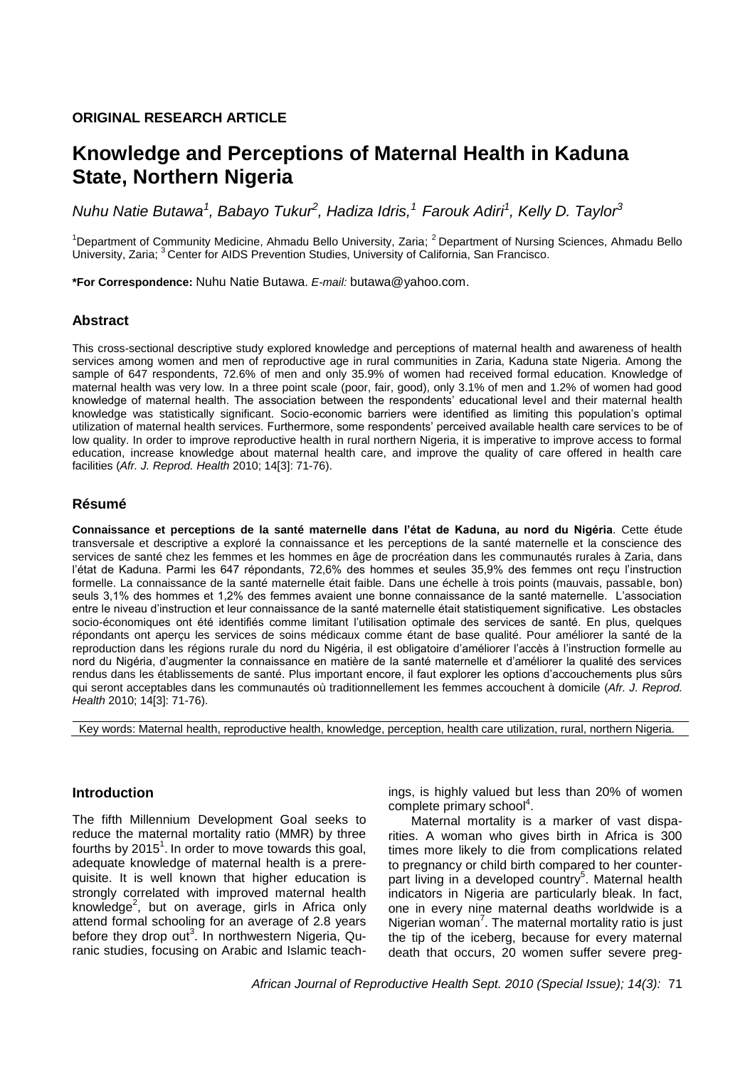**ORIGINAL RESEARCH ARTICLE**

# Knowledge and Perceptions of Maternal Health in Kaduna State, Northern Nigeria

*Nuhu Natie Butawa[1], Babayo Tukur[2], Hadiza Idris,[1] Farouk Adiri[1], Kelly D. Taylor[3]*

[1]Department of Community Medicine, Ahmadu Bello University, Zaria; [2] Department of Nursing Sciences, Ahmadu Bello University, Zaria; [3] Center for AIDS Prevention Studies, University of California, San Francisco.

**\*For Correspondence:** Nuhu Natie Butawa. *E-mail:* butawa@yahoo.com.

## Abstract

This cross-sectional descriptive study explored knowledge and perceptions of maternal health and awareness of health services among women and men of reproductive age in rural communities in Zaria, Kaduna state Nigeria. Among the sample of 647 respondents, 72.6% of men and only 35.9% of women had received formal education. Knowledge of maternal health was very low. In a three point scale (poor, fair, good), only 3.1% of men and 1.2% of women had good knowledge of maternal health. The association between the respondents' educational level and their maternal health knowledge was statistically significant. Socio-economic barriers were identified as limiting this population's optimal utilization of maternal health services. Furthermore, some respondents' perceived available health care services to be of low quality. In order to improve reproductive health in rural northern Nigeria, it is imperative to improve access to formal education, increase knowledge about maternal health care, and improve the quality of care offered in health care facilities (*Afr. J. Reprod. Health* 2010; 14[3]: 71-76).

## Résumé

**Connaissance et perceptions de la santé maternelle dans l'état de Kaduna, au nord du Nigéria**. Cette étude transversale et descriptive a exploré la connaissance et les perceptions de la santé maternelle et la conscience des services de santé chez les femmes et les hommes en âge de procréation dans les communautés rurales à Zaria, dans l'état de Kaduna. Parmi les 647 répondants, 72,6% des hommes et seules 35,9% des femmes ont reçu l'instruction formelle. La connaissance de la santé maternelle était faible. Dans une échelle à trois points (mauvais, passable, bon) seuls 3,1% des hommes et 1,2% des femmes avaient une bonne connaissance de la santé maternelle. L'association entre le niveau d'instruction et leur connaissance de la santé maternelle était statistiquement significative. Les obstacles socio-économiques ont été identifiés comme limitant l'utilisation optimale des services de santé. En plus, quelques répondants ont aperçu les services de soins médicaux comme étant de base qualité. Pour améliorer la santé de la reproduction dans les régions rurale du nord du Nigéria, il est obligatoire d'améliorer l'accès à l'instruction formelle au nord du Nigéria, d'augmenter la connaissance en matière de la santé maternelle et d'améliorer la qualité des services rendus dans les établissements de santé. Plus important encore, il faut explorer les options d'accouchements plus sûrs qui seront acceptables dans les communautés où traditionnellement les femmes accouchent à domicile (*Afr. J. Reprod. Health* 2010; 14[3]: 71-76).

Key words: Maternal health, reproductive health, knowledge, perception, health care utilization, rural, northern Nigeria.

## Introduction

The fifth Millennium Development Goal seeks to reduce the maternal mortality ratio (MMR) by three fourths by 2015[1]. In order to move towards this goal, adequate knowledge of maternal health is a prerequisite. It is well known that higher education is strongly correlated with improved maternal health knowledge[2], but on average, girls in Africa only attend formal schooling for an average of 2.8 years before they drop out[3]. In northwestern Nigeria, Quranic studies, focusing on Arabic and Islamic teachings, is highly valued but less than 20% of women complete primary school[4].

Maternal mortality is a marker of vast disparities. A woman who gives birth in Africa is 300 times more likely to die from complications related to pregnancy or child birth compared to her counterpart living in a developed country[5]. Maternal health indicators in Nigeria are particularly bleak. In fact, one in every nine maternal deaths worldwide is a Nigerian woman[7]. The maternal mortality ratio is just the tip of the iceberg, because for every maternal death that occurs, 20 women suffer severe preg-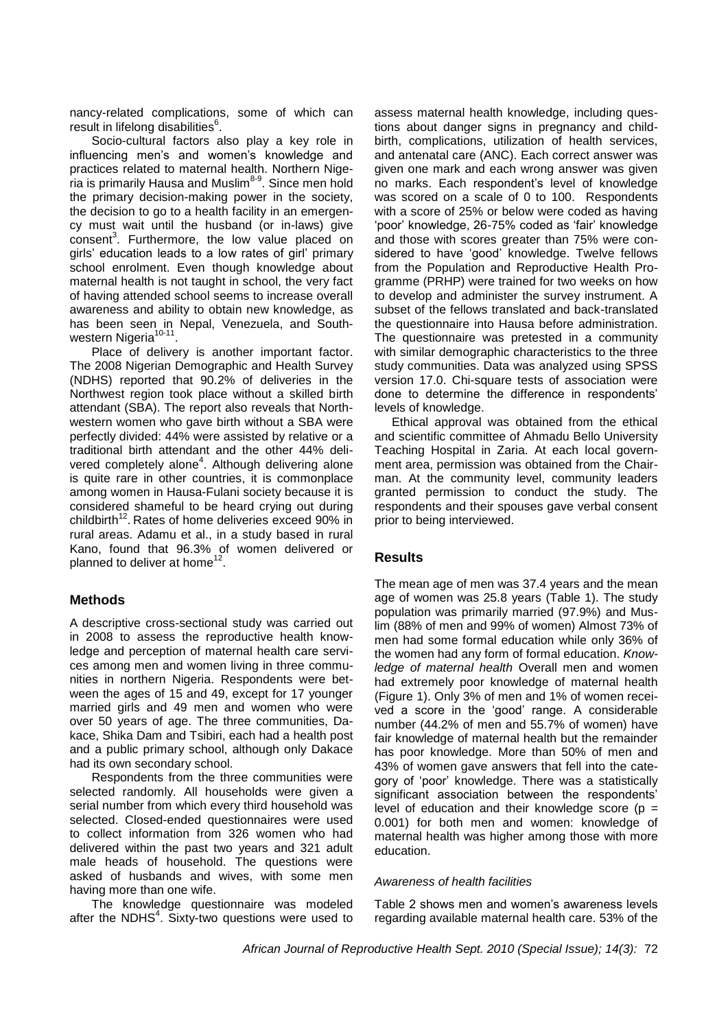nancy-related complications, some of which can result in lifelong disabilities[6].

Socio-cultural factors also play a key role in influencing men's and women's knowledge and practices related to maternal health. Northern Nigeria is primarily Hausa and Muslim[8-9]. Since men hold the primary decision-making power in the society, the decision to go to a health facility in an emergency must wait until the husband (or in-laws) give consent[3]. Furthermore, the low value placed on girls' education leads to a low rates of girl' primary school enrolment. Even though knowledge about maternal health is not taught in school, the very fact of having attended school seems to increase overall awareness and ability to obtain new knowledge, as has been seen in Nepal, Venezuela, and Southwestern Nigeria[10-11].

Place of delivery is another important factor. The 2008 Nigerian Demographic and Health Survey (NDHS) reported that 90.2% of deliveries in the Northwest region took place without a skilled birth attendant (SBA). The report also reveals that Northwestern women who gave birth without a SBA were perfectly divided: 44% were assisted by relative or a traditional birth attendant and the other 44% delivered completely alone[4]. Although delivering alone is quite rare in other countries, it is commonplace among women in Hausa-Fulani society because it is considered shameful to be heard crying out during childbirth[12]. Rates of home deliveries exceed 90% in rural areas. Adamu et al., in a study based in rural Kano, found that 96.3% of women delivered or planned to deliver at home[12].

## Methods

A descriptive cross-sectional study was carried out in 2008 to assess the reproductive health knowledge and perception of maternal health care services among men and women living in three communities in northern Nigeria. Respondents were between the ages of 15 and 49, except for 17 younger married girls and 49 men and women who were over 50 years of age. The three communities, Dakace, Shika Dam and Tsibiri, each had a health post and a public primary school, although only Dakace had its own secondary school.

Respondents from the three communities were selected randomly. All households were given a serial number from which every third household was selected. Closed-ended questionnaires were used to collect information from 326 women who had delivered within the past two years and 321 adult male heads of household. The questions were asked of husbands and wives, with some men having more than one wife.

The knowledge questionnaire was modeled after the NDHS[4]. Sixty-two questions were used to assess maternal health knowledge, including questions about danger signs in pregnancy and childbirth, complications, utilization of health services, and antenatal care (ANC). Each correct answer was given one mark and each wrong answer was given no marks. Each respondent's level of knowledge was scored on a scale of 0 to 100. Respondents with a score of 25% or below were coded as having 'poor' knowledge, 26-75% coded as 'fair' knowledge and those with scores greater than 75% were considered to have 'good' knowledge. Twelve fellows from the Population and Reproductive Health Programme (PRHP) were trained for two weeks on how to develop and administer the survey instrument. A subset of the fellows translated and back-translated the questionnaire into Hausa before administration. The questionnaire was pretested in a community with similar demographic characteristics to the three study communities. Data was analyzed using SPSS version 17.0. Chi-square tests of association were done to determine the difference in respondents' levels of knowledge.

Ethical approval was obtained from the ethical and scientific committee of Ahmadu Bello University Teaching Hospital in Zaria. At each local government area, permission was obtained from the Chairman. At the community level, community leaders granted permission to conduct the study. The respondents and their spouses gave verbal consent prior to being interviewed.

## Results

The mean age of men was 37.4 years and the mean age of women was 25.8 years (Table 1). The study population was primarily married (97.9%) and Muslim (88% of men and 99% of women) Almost 73% of men had some formal education while only 36% of the women had any form of formal education. *Knowledge of maternal health* Overall men and women had extremely poor knowledge of maternal health (Figure 1). Only 3% of men and 1% of women received a score in the 'good' range. A considerable number (44.2% of men and 55.7% of women) have fair knowledge of maternal health but the remainder has poor knowledge. More than 50% of men and 43% of women gave answers that fell into the category of 'poor' knowledge. There was a statistically significant association between the respondents' level of education and their knowledge score ($p = 0.001$) for both men and women: knowledge of maternal health was higher among those with more education.

### *Awareness of health facilities*

Table 2 shows men and women's awareness levels regarding available maternal health care. 53% of the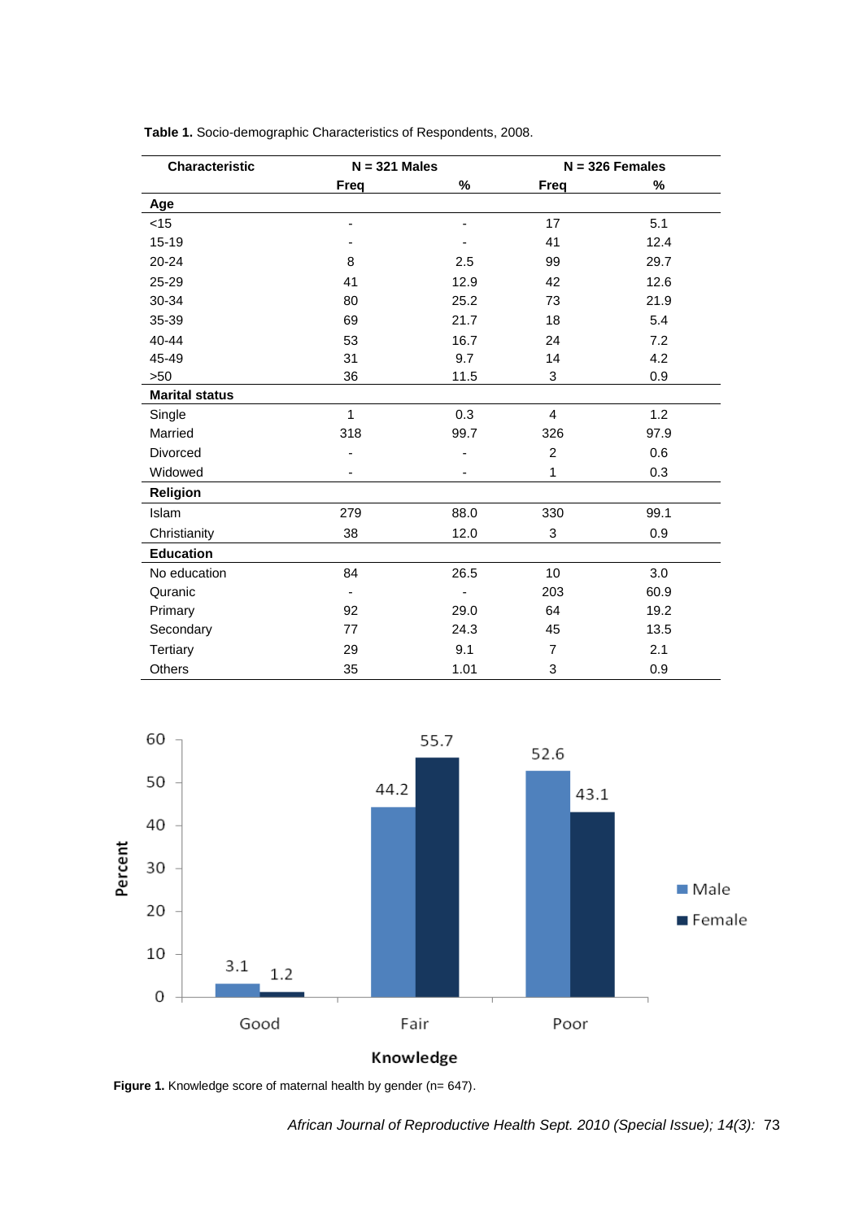**Table 1.** Socio-demographic Characteristics of Respondents, 2008.

| Characteristic | N = 321 Males | | N = 326 Females | |
|---|---|---|---|---|
| | Freq | % | Freq | % |
| **Age** | | | | |
| <15 | - | - | 17 | 5.1 |
| 15-19 | - | - | 41 | 12.4 |
| 20-24 | 8 | 2.5 | 99 | 29.7 |
| 25-29 | 41 | 12.9 | 42 | 12.6 |
| 30-34 | 80 | 25.2 | 73 | 21.9 |
| 35-39 | 69 | 21.7 | 18 | 5.4 |
| 40-44 | 53 | 16.7 | 24 | 7.2 |
| 45-49 | 31 | 9.7 | 14 | 4.2 |
| >50 | 36 | 11.5 | 3 | 0.9 |
| **Marital status** | | | | |
| Single | 1 | 0.3 | 4 | 1.2 |
| Married | 318 | 99.7 | 326 | 97.9 |
| Divorced | - | - | 2 | 0.6 |
| Widowed | - | - | 1 | 0.3 |
| **Religion** | | | | |
| Islam | 279 | 88.0 | 330 | 99.1 |
| Christianity | 38 | 12.0 | 3 | 0.9 |
| **Education** | | | | |
| No education | 84 | 26.5 | 10 | 3.0 |
| Quranic | - | - | 203 | 60.9 |
| Primary | 92 | 29.0 | 64 | 19.2 |
| Secondary | 77 | 24.3 | 45 | 13.5 |
| Tertiary | 29 | 9.1 | 7 | 2.1 |
| Others | 35 | 1.01 | 3 | 0.9 |

| Knowledge | Male (%) | Female (%) |
|---|---|---|
| Good | 3.1 | 1.2 |
| Fair | 44.2 | 55.7 |
| Poor | 52.6 | 43.1 |

**Figure 1.** Knowledge score of maternal health by gender (n= 647).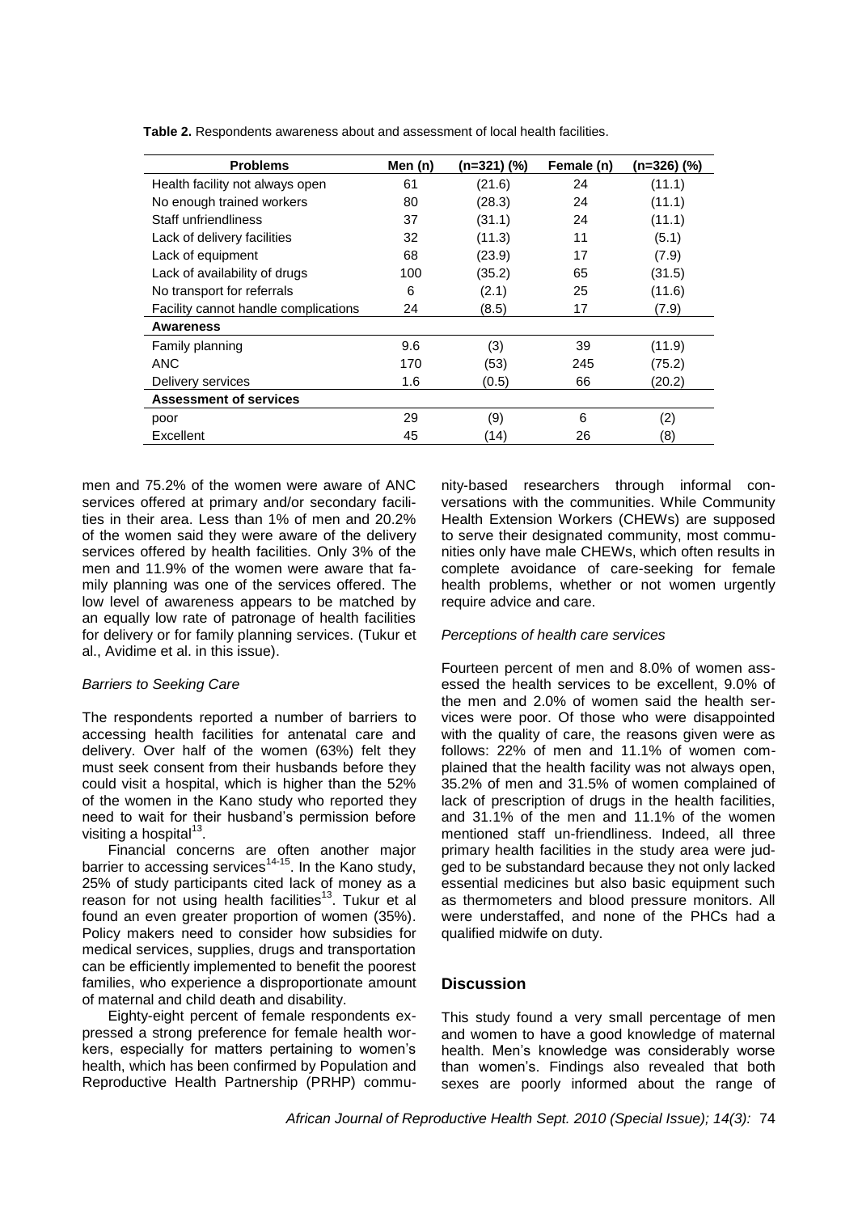**Table 2.** Respondents awareness about and assessment of local health facilities.

| Problems | Men (n) | (n=321) (%) | Female (n) | (n=326) (%) |
|---|---|---|---|---|
| Health facility not always open | 61 | (21.6) | 24 | (11.1) |
| No enough trained workers | 80 | (28.3) | 24 | (11.1) |
| Staff unfriendliness | 37 | (31.1) | 24 | (11.1) |
| Lack of delivery facilities | 32 | (11.3) | 11 | (5.1) |
| Lack of equipment | 68 | (23.9) | 17 | (7.9) |
| Lack of availability of drugs | 100 | (35.2) | 65 | (31.5) |
| No transport for referrals | 6 | (2.1) | 25 | (11.6) |
| Facility cannot handle complications | 24 | (8.5) | 17 | (7.9) |
| **Awareness** | | | | |
| Family planning | 9.6 | (3) | 39 | (11.9) |
| ANC | 170 | (53) | 245 | (75.2) |
| Delivery services | 1.6 | (0.5) | 66 | (20.2) |
| **Assessment of services** | | | | |
| poor | 29 | (9) | 6 | (2) |
| Excellent | 45 | (14) | 26 | (8) |

men and 75.2% of the women were aware of ANC services offered at primary and/or secondary facilities in their area. Less than 1% of men and 20.2% of the women said they were aware of the delivery services offered by health facilities. Only 3% of the men and 11.9% of the women were aware that family planning was one of the services offered. The low level of awareness appears to be matched by an equally low rate of patronage of health facilities for delivery or for family planning services. (Tukur et al., Avidime et al. in this issue).

*Barriers to Seeking Care*

The respondents reported a number of barriers to accessing health facilities for antenatal care and delivery. Over half of the women (63%) felt they must seek consent from their husbands before they could visit a hospital, which is higher than the 52% of the women in the Kano study who reported they need to wait for their husband's permission before visiting a hospital[13].

Financial concerns are often another major barrier to accessing services[14-15]. In the Kano study, 25% of study participants cited lack of money as a reason for not using health facilities[13]. Tukur et al found an even greater proportion of women (35%). Policy makers need to consider how subsidies for medical services, supplies, drugs and transportation can be efficiently implemented to benefit the poorest families, who experience a disproportionate amount of maternal and child death and disability.

Eighty-eight percent of female respondents expressed a strong preference for female health workers, especially for matters pertaining to women's health, which has been confirmed by Population and Reproductive Health Partnership (PRHP) community-based researchers through informal conversations with the communities. While Community Health Extension Workers (CHEWs) are supposed to serve their designated community, most communities only have male CHEWs, which often results in complete avoidance of care-seeking for female health problems, whether or not women urgently require advice and care.

*Perceptions of health care services*

Fourteen percent of men and 8.0% of women assessed the health services to be excellent, 9.0% of the men and 2.0% of women said the health services were poor. Of those who were disappointed with the quality of care, the reasons given were as follows: 22% of men and 11.1% of women complained that the health facility was not always open, 35.2% of men and 31.5% of women complained of lack of prescription of drugs in the health facilities, and 31.1% of the men and 11.1% of the women mentioned staff un-friendliness. Indeed, all three primary health facilities in the study area were judged to be substandard because they not only lacked essential medicines but also basic equipment such as thermometers and blood pressure monitors. All were understaffed, and none of the PHCs had a qualified midwife on duty.

## Discussion

This study found a very small percentage of men and women to have a good knowledge of maternal health. Men's knowledge was considerably worse than women's. Findings also revealed that both sexes are poorly informed about the range of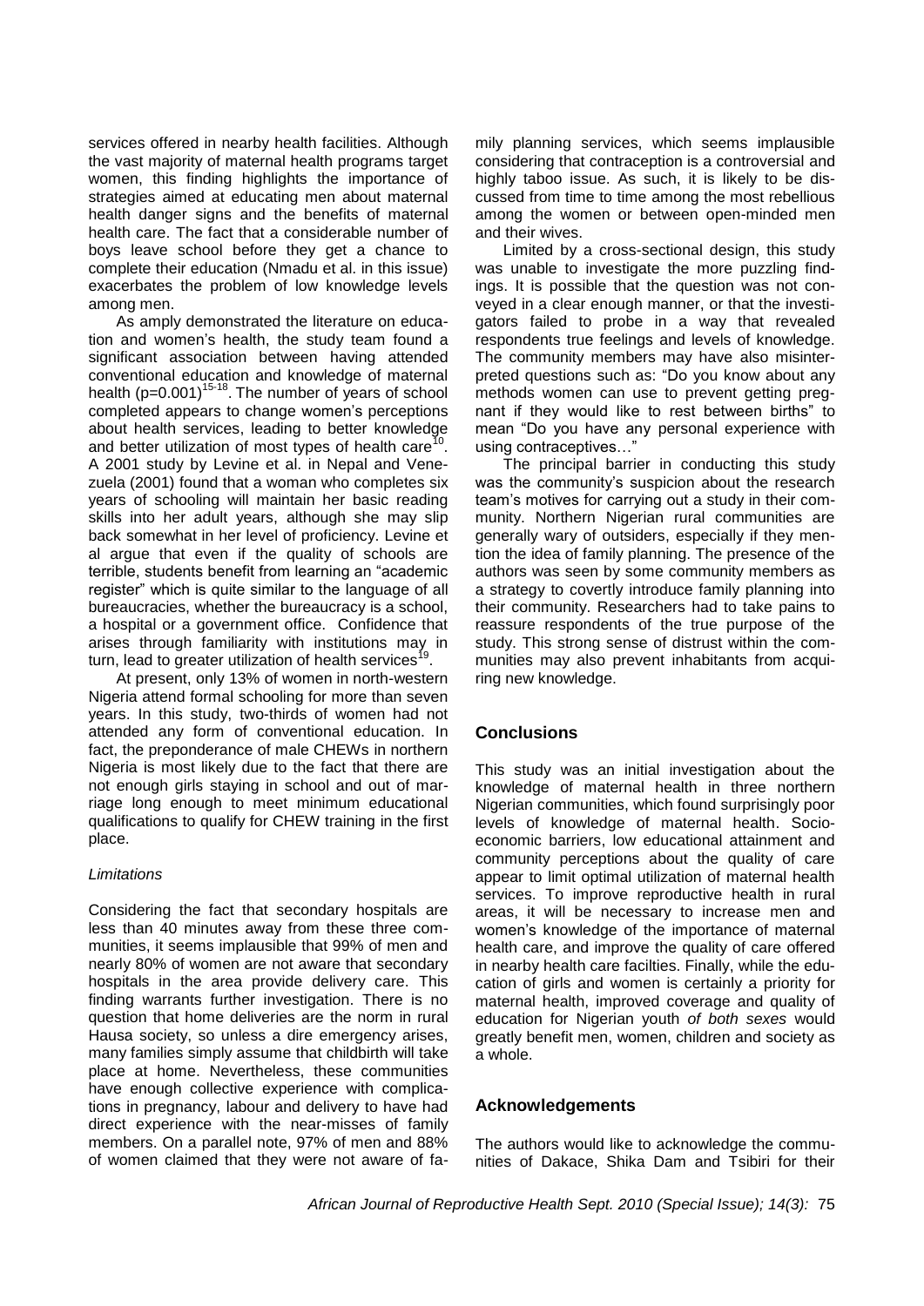services offered in nearby health facilities. Although the vast majority of maternal health programs target women, this finding highlights the importance of strategies aimed at educating men about maternal health danger signs and the benefits of maternal health care. The fact that a considerable number of boys leave school before they get a chance to complete their education (Nmadu et al. in this issue) exacerbates the problem of low knowledge levels among men.

As amply demonstrated the literature on education and women's health, the study team found a significant association between having attended conventional education and knowledge of maternal health ($p=0.001$)[15-18]. The number of years of school completed appears to change women's perceptions about health services, leading to better knowledge and better utilization of most types of health care[10]. A 2001 study by Levine et al. in Nepal and Venezuela (2001) found that a woman who completes six years of schooling will maintain her basic reading skills into her adult years, although she may slip back somewhat in her level of proficiency. Levine et al argue that even if the quality of schools are terrible, students benefit from learning an "academic register" which is quite similar to the language of all bureaucracies, whether the bureaucracy is a school, a hospital or a government office. Confidence that arises through familiarity with institutions may in turn, lead to greater utilization of health services[19].

At present, only 13% of women in north-western Nigeria attend formal schooling for more than seven years. In this study, two-thirds of women had not attended any form of conventional education. In fact, the preponderance of male CHEWs in northern Nigeria is most likely due to the fact that there are not enough girls staying in school and out of marriage long enough to meet minimum educational qualifications to qualify for CHEW training in the first place.

*Limitations*

Considering the fact that secondary hospitals are less than 40 minutes away from these three communities, it seems implausible that 99% of men and nearly 80% of women are not aware that secondary hospitals in the area provide delivery care. This finding warrants further investigation. There is no question that home deliveries are the norm in rural Hausa society, so unless a dire emergency arises, many families simply assume that childbirth will take place at home. Nevertheless, these communities have enough collective experience with complications in pregnancy, labour and delivery to have had direct experience with the near-misses of family members. On a parallel note, 97% of men and 88% of women claimed that they were not aware of family planning services, which seems implausible considering that contraception is a controversial and highly taboo issue. As such, it is likely to be discussed from time to time among the most rebellious among the women or between open-minded men and their wives.

Limited by a cross-sectional design, this study was unable to investigate the more puzzling findings. It is possible that the question was not conveyed in a clear enough manner, or that the investigators failed to probe in a way that revealed respondents true feelings and levels of knowledge. The community members may have also misinterpreted questions such as: "Do you know about any methods women can use to prevent getting pregnant if they would like to rest between births" to mean "Do you have any personal experience with using contraceptives…"

The principal barrier in conducting this study was the community's suspicion about the research team's motives for carrying out a study in their community. Northern Nigerian rural communities are generally wary of outsiders, especially if they mention the idea of family planning. The presence of the authors was seen by some community members as a strategy to covertly introduce family planning into their community. Researchers had to take pains to reassure respondents of the true purpose of the study. This strong sense of distrust within the communities may also prevent inhabitants from acquiring new knowledge.

## Conclusions

This study was an initial investigation about the knowledge of maternal health in three northern Nigerian communities, which found surprisingly poor levels of knowledge of maternal health. Socio-economic barriers, low educational attainment and community perceptions about the quality of care appear to limit optimal utilization of maternal health services. To improve reproductive health in rural areas, it will be necessary to increase men and women's knowledge of the importance of maternal health care, and improve the quality of care offered in nearby health care facilties. Finally, while the education of girls and women is certainly a priority for maternal health, improved coverage and quality of education for Nigerian youth *of both sexes* would greatly benefit men, women, children and society as a whole.

## Acknowledgements

The authors would like to acknowledge the communities of Dakace, Shika Dam and Tsibiri for their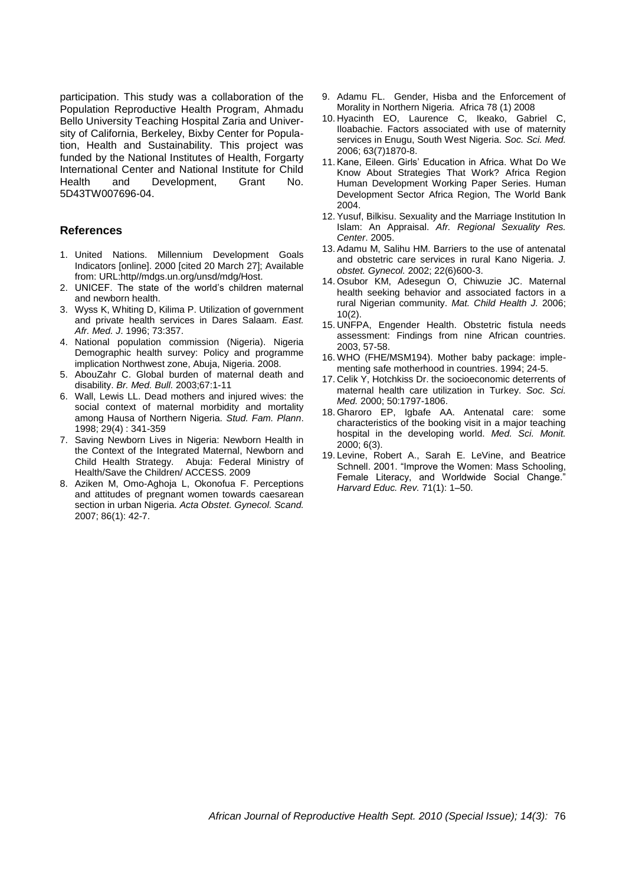participation. This study was a collaboration of the Population Reproductive Health Program, Ahmadu Bello University Teaching Hospital Zaria and University of California, Berkeley, Bixby Center for Population, Health and Sustainability. This project was funded by the National Institutes of Health, Forgarty International Center and National Institute for Child Health and Development, Grant No. 5D43TW007696-04.

## References

1. United Nations. Millennium Development Goals Indicators [online]. 2000 [cited 20 March 27]; Available from: URL:http//mdgs.un.org/unsd/mdg/Host.
2. UNICEF. The state of the world's children maternal and newborn health.
3. Wyss K, Whiting D, Kilima P. Utilization of government and private health services in Dares Salaam. *East. Afr. Med. J*. 1996; 73:357.
4. National population commission (Nigeria). Nigeria Demographic health survey: Policy and programme implication Northwest zone, Abuja, Nigeria. 2008.
5. AbouZahr C. Global burden of maternal death and disability. *Br. Med. Bull.* 2003;67:1-11
6. Wall, Lewis LL. Dead mothers and injured wives: the social context of maternal morbidity and mortality among Hausa of Northern Nigeria. *Stud. Fam. Plann*. 1998; 29(4) : 341-359
7. Saving Newborn Lives in Nigeria: Newborn Health in the Context of the Integrated Maternal, Newborn and Child Health Strategy. Abuja: Federal Ministry of Health/Save the Children/ ACCESS. 2009
8. Aziken M, Omo-Aghoja L, Okonofua F. Perceptions and attitudes of pregnant women towards caesarean section in urban Nigeria. *Acta Obstet. Gynecol. Scand.* 2007; 86(1): 42-7.
9. Adamu FL. Gender, Hisba and the Enforcement of Morality in Northern Nigeria. Africa 78 (1) 2008
10. Hyacinth EO, Laurence C, Ikeako, Gabriel C, Iloabachie. Factors associated with use of maternity services in Enugu, South West Nigeria. *Soc. Sci. Med.* 2006; 63(7)1870-8.
11. Kane, Eileen. Girls' Education in Africa. What Do We Know About Strategies That Work? Africa Region Human Development Working Paper Series. Human Development Sector Africa Region, The World Bank 2004.
12. Yusuf, Bilkisu. Sexuality and the Marriage Institution In Islam: An Appraisal. *Afr. Regional Sexuality Res. Center*. 2005.
13. Adamu M, Salihu HM. Barriers to the use of antenatal and obstetric care services in rural Kano Nigeria. *J. obstet. Gynecol.* 2002; 22(6)600-3.
14. Osubor KM, Adesegun O, Chiwuzie JC. Maternal health seeking behavior and associated factors in a rural Nigerian community. *Mat. Child Health J.* 2006; 10(2).
15. UNFPA, Engender Health. Obstetric fistula needs assessment: Findings from nine African countries. 2003, 57-58.
16. WHO (FHE/MSM194). Mother baby package: implementing safe motherhood in countries. 1994; 24-5.
17. Celik Y, Hotchkiss Dr. the socioeconomic deterrents of maternal health care utilization in Turkey. *Soc. Sci. Med.* 2000; 50:1797-1806.
18. Gharoro EP, Igbafe AA. Antenatal care: some characteristics of the booking visit in a major teaching hospital in the developing world. *Med. Sci. Monit.* 2000; 6(3).
19. Levine, Robert A., Sarah E. LeVine, and Beatrice Schnell. 2001. "Improve the Women: Mass Schooling, Female Literacy, and Worldwide Social Change." *Harvard Educ. Rev.* 71(1): 1–50.